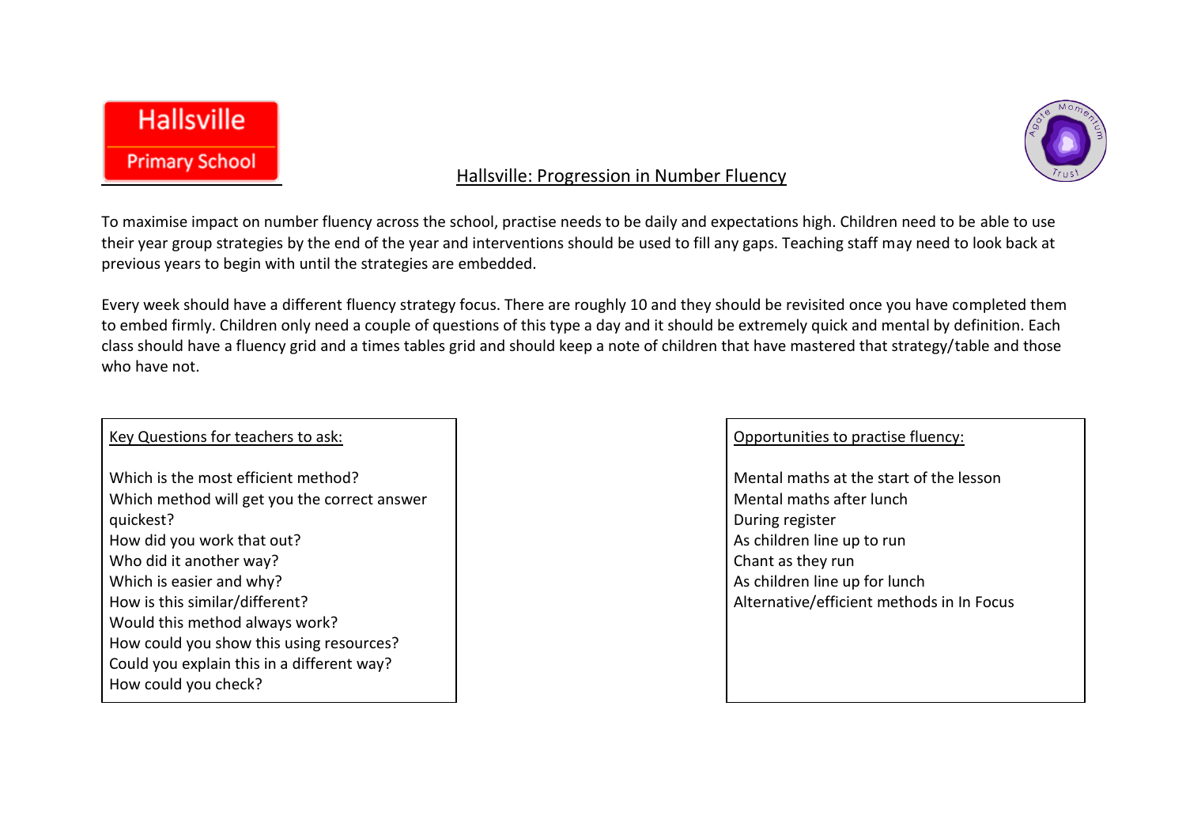Hallsville Primary School

# Hallsville: Progression in Number Fluency

To maximise impact on number fluency across the school, practise needs to be daily and expectations high. Children need to be able to use their year group strategies by the end of the year and interventions should be used to fill any gaps. Teaching staff may need to look back at previous years to begin with until the strategies are embedded.

Every week should have a different fluency strategy focus. There are roughly 10 and they should be revisited once you have completed them to embed firmly. Children only need a couple of questions of this type a day and it should be extremely quick and mental by definition. Each class should have a fluency grid and a times tables grid and should keep a note of children that have mastered that strategy/table and those who have not.

## Key Questions for teachers to ask:

Which is the most efficient method?
Which method will get you the correct answer quickest?
How did you work that out?
Who did it another way?
Which is easier and why?
How is this similar/different?
Would this method always work?
How could you show this using resources?
Could you explain this in a different way?
How could you check?

## Opportunities to practise fluency:

Mental maths at the start of the lesson
Mental maths after lunch
During register
As children line up to run
Chant as they run
As children line up for lunch
Alternative/efficient methods in In Focus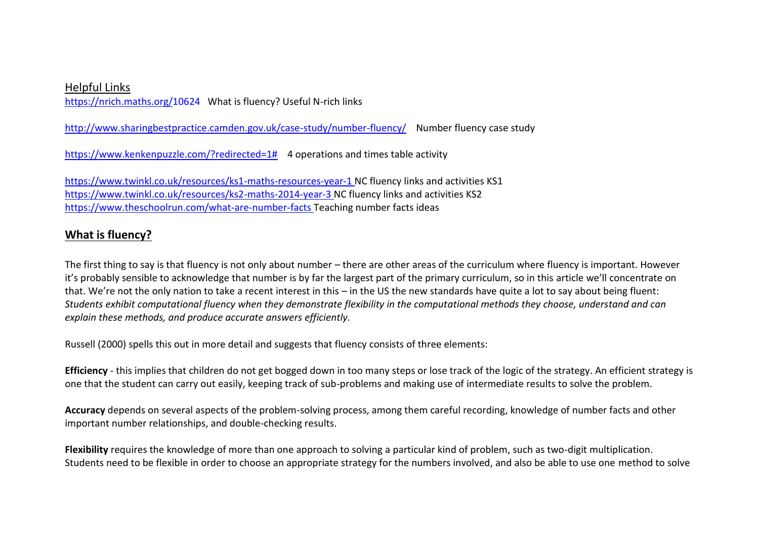Helpful Links

https://nrich.maths.org/10624 What is fluency? Useful N-rich links

http://www.sharingbestpractice.camden.gov.uk/case-study/number-fluency/ Number fluency case study

https://www.kenkenpuzzle.com/?redirected=1# 4 operations and times table activity

https://www.twinkl.co.uk/resources/ks1-maths-resources-year-1 NC fluency links and activities KS1
https://www.twinkl.co.uk/resources/ks2-maths-2014-year-3 NC fluency links and activities KS2
https://www.theschoolrun.com/what-are-number-facts Teaching number facts ideas

## What is fluency?

The first thing to say is that fluency is not only about number – there are other areas of the curriculum where fluency is important. However it's probably sensible to acknowledge that number is by far the largest part of the primary curriculum, so in this article we'll concentrate on that. We're not the only nation to take a recent interest in this – in the US the new standards have quite a lot to say about being fluent: *Students exhibit computational fluency when they demonstrate flexibility in the computational methods they choose, understand and can explain these methods, and produce accurate answers efficiently.*

Russell (2000) spells this out in more detail and suggests that fluency consists of three elements:

**Efficiency** - this implies that children do not get bogged down in too many steps or lose track of the logic of the strategy. An efficient strategy is one that the student can carry out easily, keeping track of sub-problems and making use of intermediate results to solve the problem.

**Accuracy** depends on several aspects of the problem-solving process, among them careful recording, knowledge of number facts and other important number relationships, and double-checking results.

**Flexibility** requires the knowledge of more than one approach to solving a particular kind of problem, such as two-digit multiplication. Students need to be flexible in order to choose an appropriate strategy for the numbers involved, and also be able to use one method to solve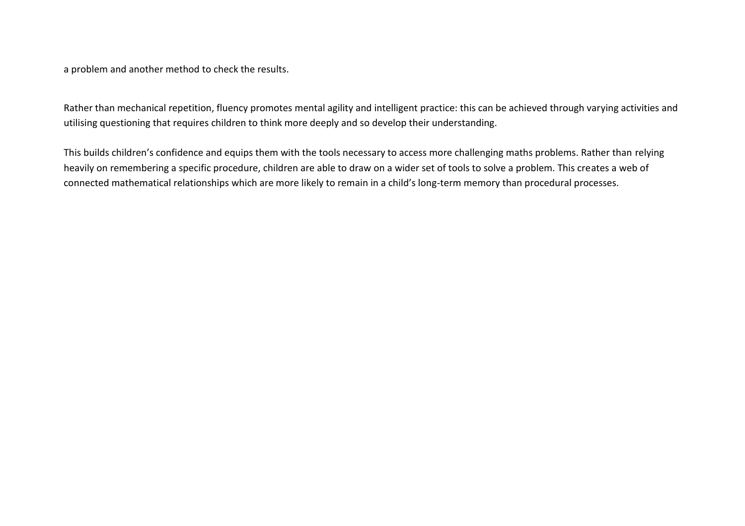a problem and another method to check the results.

Rather than mechanical repetition, fluency promotes mental agility and intelligent practice: this can be achieved through varying activities and utilising questioning that requires children to think more deeply and so develop their understanding.

This builds children's confidence and equips them with the tools necessary to access more challenging maths problems. Rather than relying heavily on remembering a specific procedure, children are able to draw on a wider set of tools to solve a problem. This creates a web of connected mathematical relationships which are more likely to remain in a child's long-term memory than procedural processes.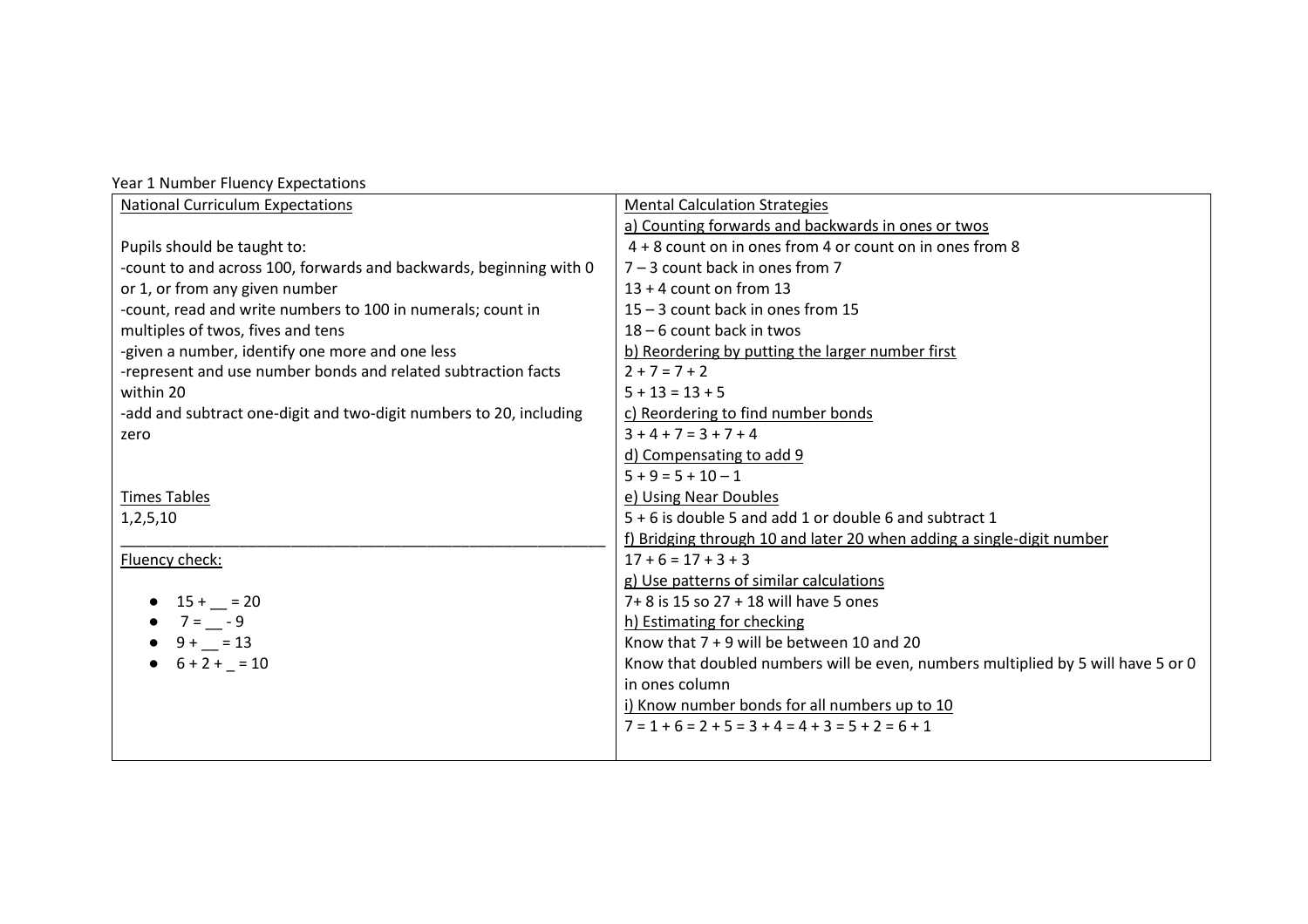Year 1 Number Fluency Expectations

| National Curriculum Expectations | Mental Calculation Strategies |
|---|---|
| Pupils should be taught to:<br>-count to and across 100, forwards and backwards, beginning with 0 or 1, or from any given number<br>-count, read and write numbers to 100 in numerals; count in multiples of twos, fives and tens<br>-given a number, identify one more and one less<br>-represent and use number bonds and related subtraction facts within 20<br>-add and subtract one-digit and two-digit numbers to 20, including zero<br><br>Times Tables<br>1,2,5,10<br><br>Fluency check:<br>• 15 + __ = 20<br>• 7 = __ - 9<br>• 9 + __ = 13<br>• 6 + 2 + _ = 10 | a) Counting forwards and backwards in ones or twos<br>4 + 8 count on in ones from 4 or count on in ones from 8<br>7 – 3 count back in ones from 7<br>13 + 4 count on from 13<br>15 – 3 count back in ones from 15<br>18 – 6 count back in twos<br>b) Reordering by putting the larger number first<br>2 + 7 = 7 + 2<br>5 + 13 = 13 + 5<br>c) Reordering to find number bonds<br>3 + 4 + 7 = 3 + 7 + 4<br>d) Compensating to add 9<br>5 + 9 = 5 + 10 – 1<br>e) Using Near Doubles<br>5 + 6 is double 5 and add 1 or double 6 and subtract 1<br>f) Bridging through 10 and later 20 when adding a single-digit number<br>17 + 6 = 17 + 3 + 3<br>g) Use patterns of similar calculations<br>7+ 8 is 15 so 27 + 18 will have 5 ones<br>h) Estimating for checking<br>Know that 7 + 9 will be between 10 and 20<br>Know that doubled numbers will be even, numbers multiplied by 5 will have 5 or 0 in ones column<br>i) Know number bonds for all numbers up to 10<br>7 = 1 + 6 = 2 + 5 = 3 + 4 = 4 + 3 = 5 + 2 = 6 + 1 |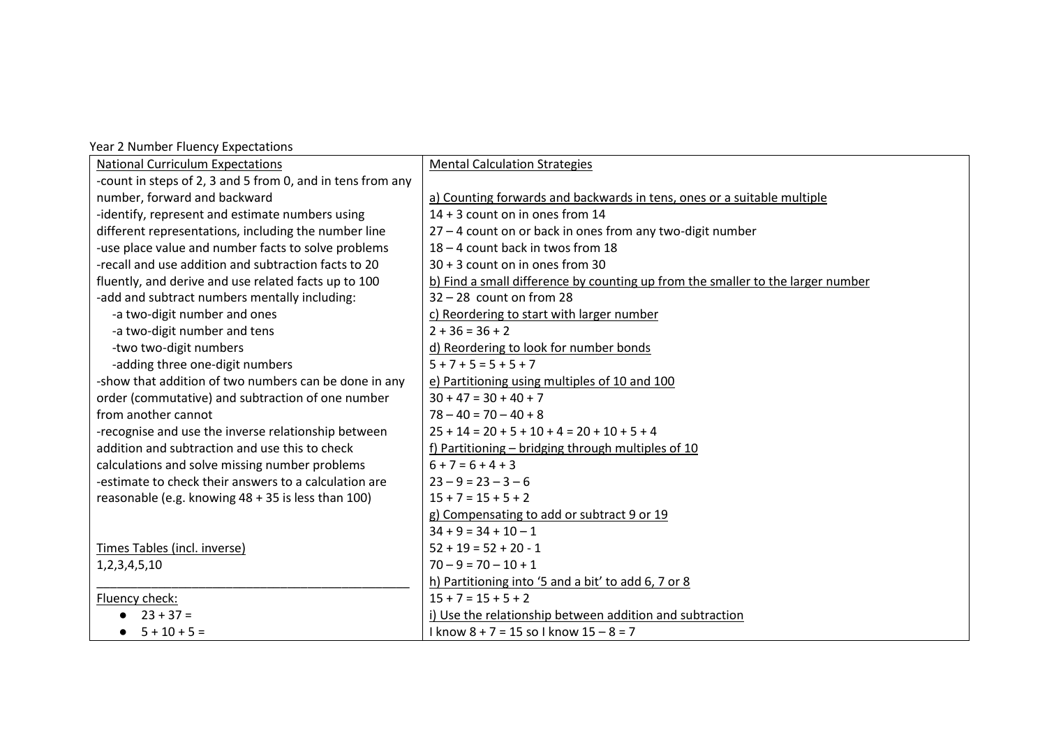Year 2 Number Fluency Expectations

| National Curriculum Expectations | Mental Calculation Strategies |
| --- | --- |
| -count in steps of 2, 3 and 5 from 0, and in tens from any number, forward and backward<br>-identify, represent and estimate numbers using different representations, including the number line<br>-use place value and number facts to solve problems<br>-recall and use addition and subtraction facts to 20 fluently, and derive and use related facts up to 100<br>-add and subtract numbers mentally including:<br>&nbsp;&nbsp;-a two-digit number and ones<br>&nbsp;&nbsp;-a two-digit number and tens<br>&nbsp;&nbsp;-two two-digit numbers<br>&nbsp;&nbsp;-adding three one-digit numbers<br>-show that addition of two numbers can be done in any order (commutative) and subtraction of one number from another cannot<br>-recognise and use the inverse relationship between addition and subtraction and use this to check calculations and solve missing number problems<br>-estimate to check their answers to a calculation are reasonable (e.g. knowing 48 + 35 is less than 100)<br><br><u>Times Tables (incl. inverse)</u><br>1,2,3,4,5,10<br>_______________________________________________<br><u>Fluency check:</u><br>● 23 + 37 =<br>● 5 + 10 + 5 = | <u>a) Counting forwards and backwards in tens, ones or a suitable multiple</u><br>14 + 3 count on in ones from 14<br>27 – 4 count on or back in ones from any two-digit number<br>18 – 4 count back in twos from 18<br>30 + 3 count on in ones from 30<br><u>b) Find a small difference by counting up from the smaller to the larger number</u><br>32 – 28 count on from 28<br><u>c) Reordering to start with larger number</u><br>2 + 36 = 36 + 2<br><u>d) Reordering to look for number bonds</u><br>5 + 7 + 5 = 5 + 5 + 7<br><u>e) Partitioning using multiples of 10 and 100</u><br>30 + 47 = 30 + 40 + 7<br>78 – 40 = 70 – 40 + 8<br>25 + 14 = 20 + 5 + 10 + 4 = 20 + 10 + 5 + 4<br><u>f) Partitioning – bridging through multiples of 10</u><br>6 + 7 = 6 + 4 + 3<br>23 – 9 = 23 – 3 – 6<br>15 + 7 = 15 + 5 + 2<br><u>g) Compensating to add or subtract 9 or 19</u><br>34 + 9 = 34 + 10 – 1<br>52 + 19 = 52 + 20 - 1<br>70 – 9 = 70 – 10 + 1<br><u>h) Partitioning into '5 and a bit' to add 6, 7 or 8</u><br>15 + 7 = 15 + 5 + 2<br><u>i) Use the relationship between addition and subtraction</u><br>I know 8 + 7 = 15 so I know 15 – 8 = 7 |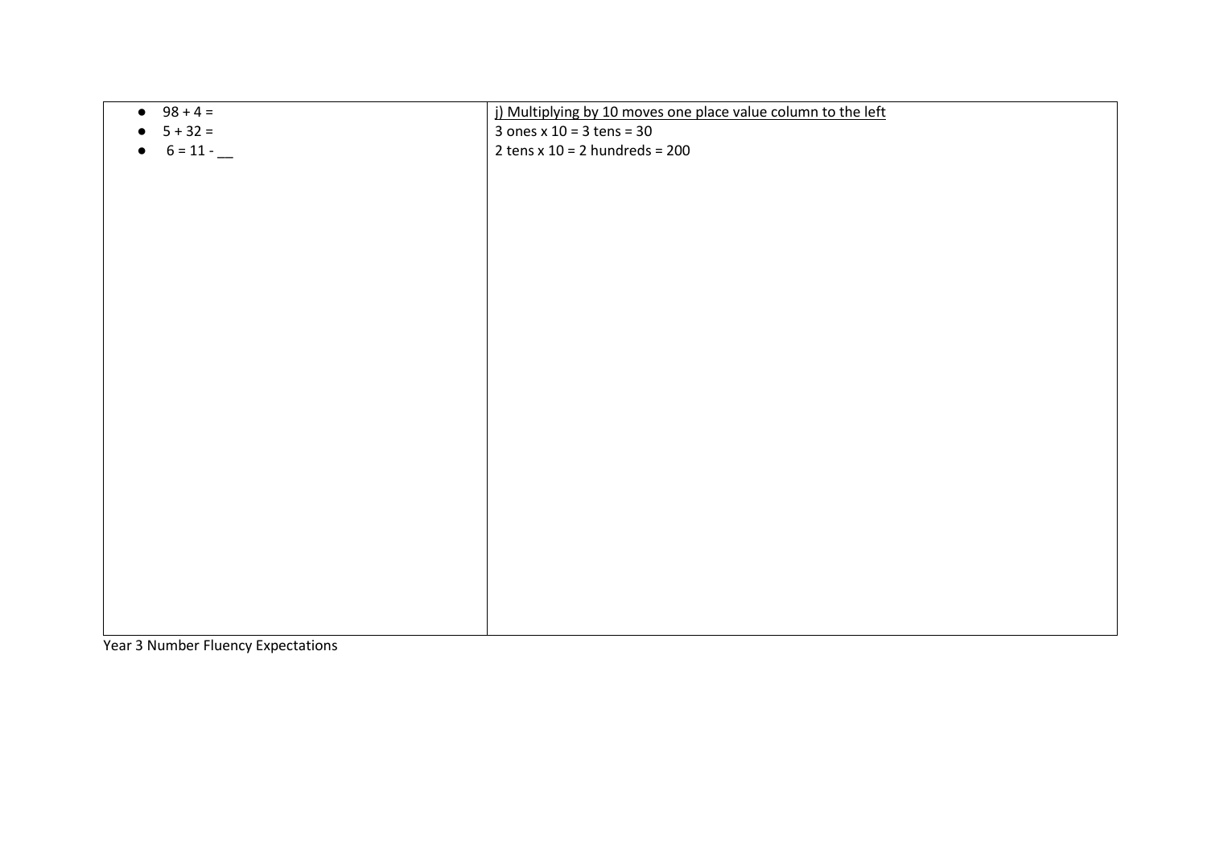| | |
|---|---|
| • 98 + 4 =<br>• 5 + 32 =<br>• 6 = 11 - __ | <u>j) Multiplying by 10 moves one place value column to the left</u><br>3 ones x 10 = 3 tens = 30<br>2 tens x 10 = 2 hundreds = 200 |

Year 3 Number Fluency Expectations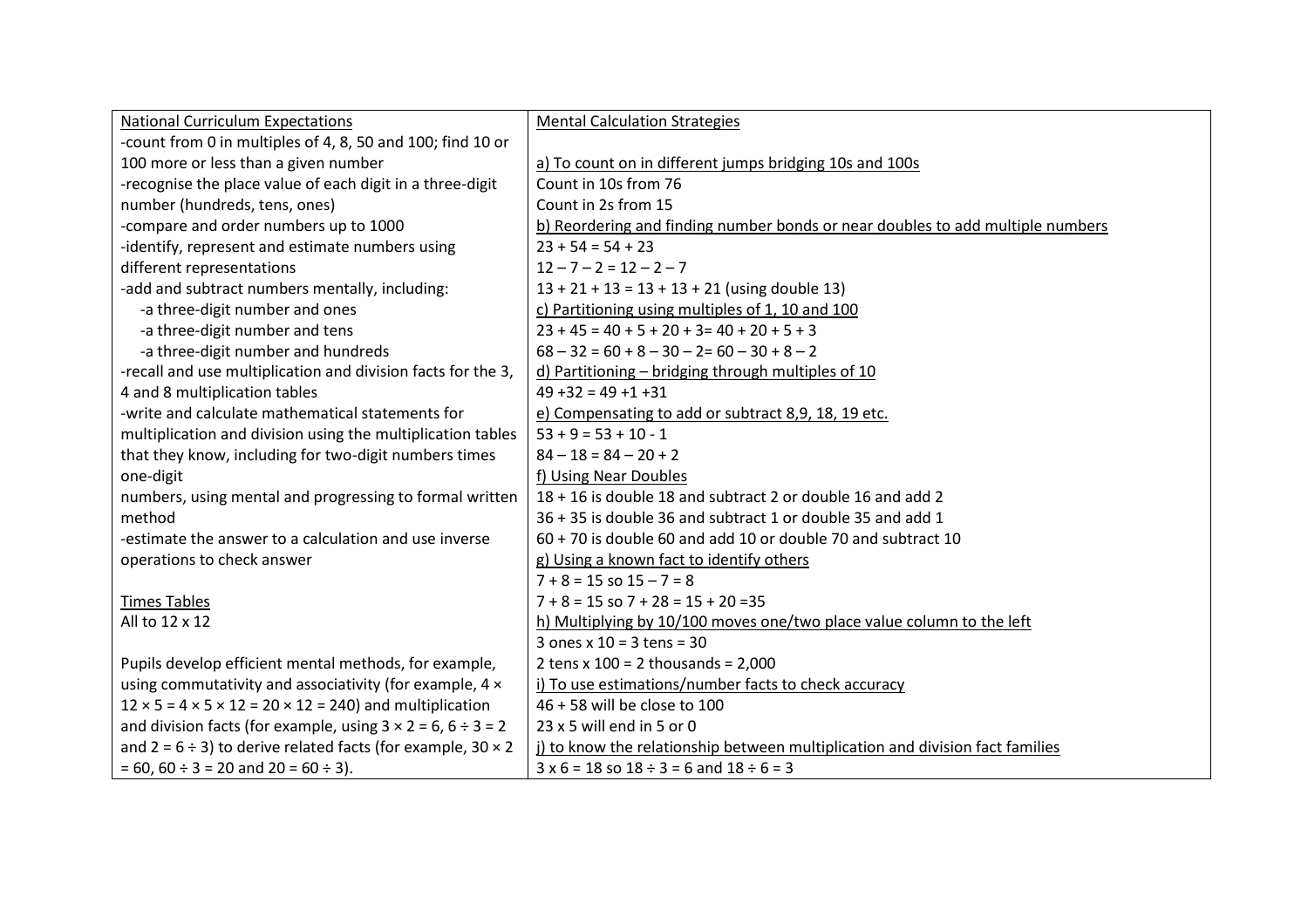| National Curriculum Expectations | Mental Calculation Strategies |
|---|---|
| -count from 0 in multiples of 4, 8, 50 and 100; find 10 or 100 more or less than a given number<br>-recognise the place value of each digit in a three-digit number (hundreds, tens, ones)<br>-compare and order numbers up to 1000<br>-identify, represent and estimate numbers using different representations<br>-add and subtract numbers mentally, including:<br>&nbsp;&nbsp;-a three-digit number and ones<br>&nbsp;&nbsp;-a three-digit number and tens<br>&nbsp;&nbsp;-a three-digit number and hundreds<br>-recall and use multiplication and division facts for the 3, 4 and 8 multiplication tables<br>-write and calculate mathematical statements for multiplication and division using the multiplication tables that they know, including for two-digit numbers times one-digit numbers, using mental and progressing to formal written method<br>-estimate the answer to a calculation and use inverse operations to check answer<br><br>Times Tables<br>All to 12 x 12<br><br>Pupils develop efficient mental methods, for example, using commutativity and associativity (for example, $4 \times 12 \times 5 = 4 \times 5 \times 12 = 20 \times 12 = 240$) and multiplication and division facts (for example, using $3 \times 2 = 6$, $6 \div 3 = 2$ and $2 = 6 \div 3$) to derive related facts (for example, $30 \times 2 = 60$, $60 \div 3 = 20$ and $20 = 60 \div 3$). | a) To count on in different jumps bridging 10s and 100s<br>Count in 10s from 76<br>Count in 2s from 15<br>b) Reordering and finding number bonds or near doubles to add multiple numbers<br>$23 + 54 = 54 + 23$<br>$12 – 7 – 2 = 12 – 2 – 7$<br>$13 + 21 + 13 = 13 + 13 + 21$ (using double 13)<br>c) Partitioning using multiples of 1, 10 and 100<br>$23 + 45 = 40 + 5 + 20 + 3= 40 + 20 + 5 + 3$<br>$68 – 32 = 60 + 8 – 30 – 2= 60 – 30 + 8 – 2$<br>d) Partitioning – bridging through multiples of 10<br>$49 +32 = 49 +1 +31$<br>e) Compensating to add or subtract 8,9, 18, 19 etc.<br>$53 + 9 = 53 + 10 - 1$<br>$84 – 18 = 84 – 20 + 2$<br>f) Using Near Doubles<br>18 + 16 is double 18 and subtract 2 or double 16 and add 2<br>36 + 35 is double 36 and subtract 1 or double 35 and add 1<br>60 + 70 is double 60 and add 10 or double 70 and subtract 10<br>g) Using a known fact to identify others<br>$7 + 8 = 15$ so $15 – 7 = 8$<br>$7 + 8 = 15$ so $7 + 28 = 15 + 20 =35$<br>h) Multiplying by 10/100 moves one/two place value column to the left<br>3 ones x 10 = 3 tens = 30<br>2 tens x 100 = 2 thousands = 2,000<br>i) To use estimations/number facts to check accuracy<br>46 + 58 will be close to 100<br>23 x 5 will end in 5 or 0<br>j) to know the relationship between multiplication and division fact families<br>$3 \times 6 = 18$ so $18 \div 3 = 6$ and $18 \div 6 = 3$ |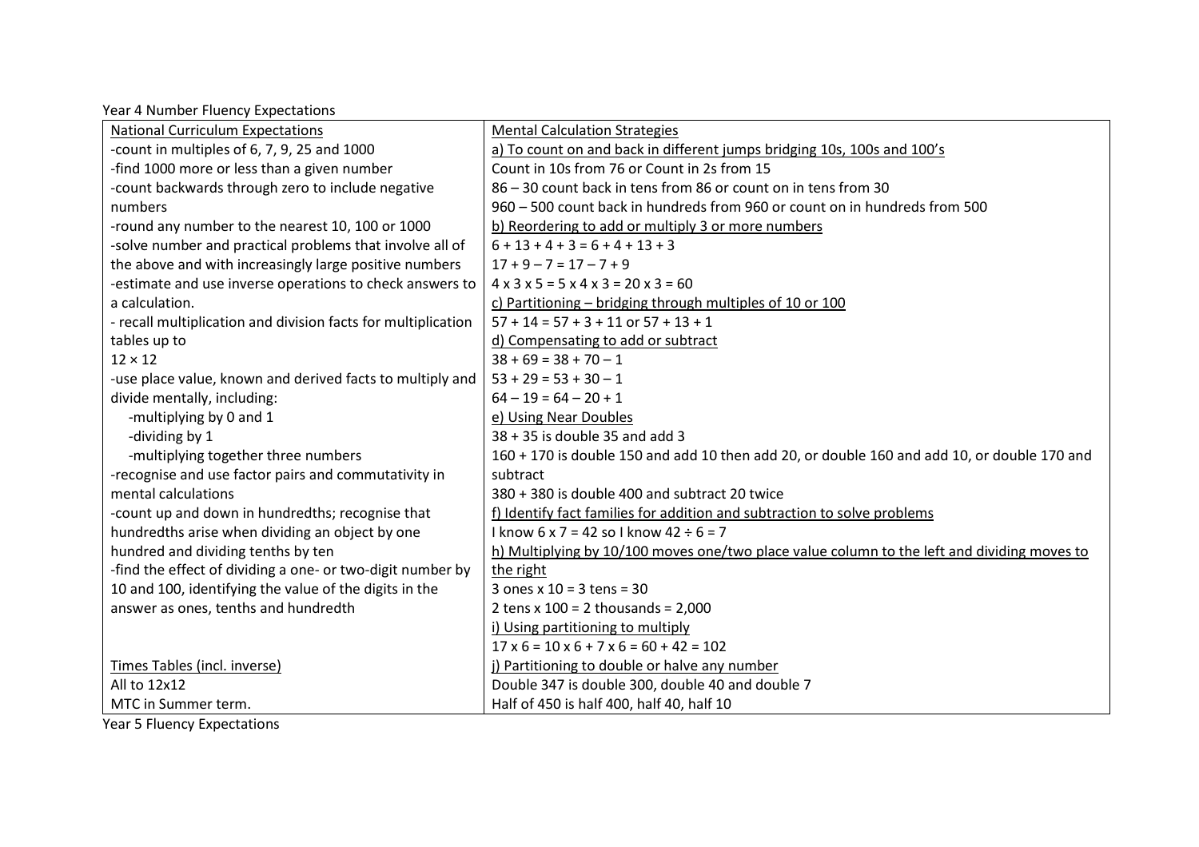Year 4 Number Fluency Expectations

| National Curriculum Expectations | Mental Calculation Strategies |
|---|---|
| -count in multiples of 6, 7, 9, 25 and 1000<br>-find 1000 more or less than a given number<br>-count backwards through zero to include negative numbers<br>-round any number to the nearest 10, 100 or 1000<br>-solve number and practical problems that involve all of the above and with increasingly large positive numbers<br>-estimate and use inverse operations to check answers to a calculation.<br>- recall multiplication and division facts for multiplication tables up to<br>12 × 12<br>-use place value, known and derived facts to multiply and divide mentally, including:<br>-multiplying by 0 and 1<br>-dividing by 1<br>-multiplying together three numbers<br>-recognise and use factor pairs and commutativity in mental calculations<br>-count up and down in hundredths; recognise that hundredths arise when dividing an object by one hundred and dividing tenths by ten<br>-find the effect of dividing a one- or two-digit number by 10 and 100, identifying the value of the digits in the answer as ones, tenths and hundredth<br><br><u>Times Tables (incl. inverse)</u><br>All to 12x12<br>MTC in Summer term. | <u>a) To count on and back in different jumps bridging 10s, 100s and 100's</u><br>Count in 10s from 76 or Count in 2s from 15<br>86 – 30 count back in tens from 86 or count on in tens from 30<br>960 – 500 count back in hundreds from 960 or count on in hundreds from 500<br><u>b) Reordering to add or multiply 3 or more numbers</u><br>6 + 13 + 4 + 3 = 6 + 4 + 13 + 3<br>17 + 9 – 7 = 17 – 7 + 9<br>4 x 3 x 5 = 5 x 4 x 3 = 20 x 3 = 60<br><u>c) Partitioning – bridging through multiples of 10 or 100</u><br>57 + 14 = 57 + 3 + 11 or 57 + 13 + 1<br><u>d) Compensating to add or subtract</u><br>38 + 69 = 38 + 70 – 1<br>53 + 29 = 53 + 30 – 1<br>64 – 19 = 64 – 20 + 1<br><u>e) Using Near Doubles</u><br>38 + 35 is double 35 and add 3<br>160 + 170 is double 150 and add 10 then add 20, or double 160 and add 10, or double 170 and subtract<br>380 + 380 is double 400 and subtract 20 twice<br><u>f) Identify fact families for addition and subtraction to solve problems</u><br>I know 6 x 7 = 42 so I know 42 ÷ 6 = 7<br><u>h) Multiplying by 10/100 moves one/two place value column to the left and dividing moves to the right</u><br>3 ones x 10 = 3 tens = 30<br>2 tens x 100 = 2 thousands = 2,000<br><u>i) Using partitioning to multiply</u><br>17 x 6 = 10 x 6 + 7 x 6 = 60 + 42 = 102<br><u>j) Partitioning to double or halve any number</u><br>Double 347 is double 300, double 40 and double 7<br>Half of 450 is half 400, half 40, half 10 |

Year 5 Fluency Expectations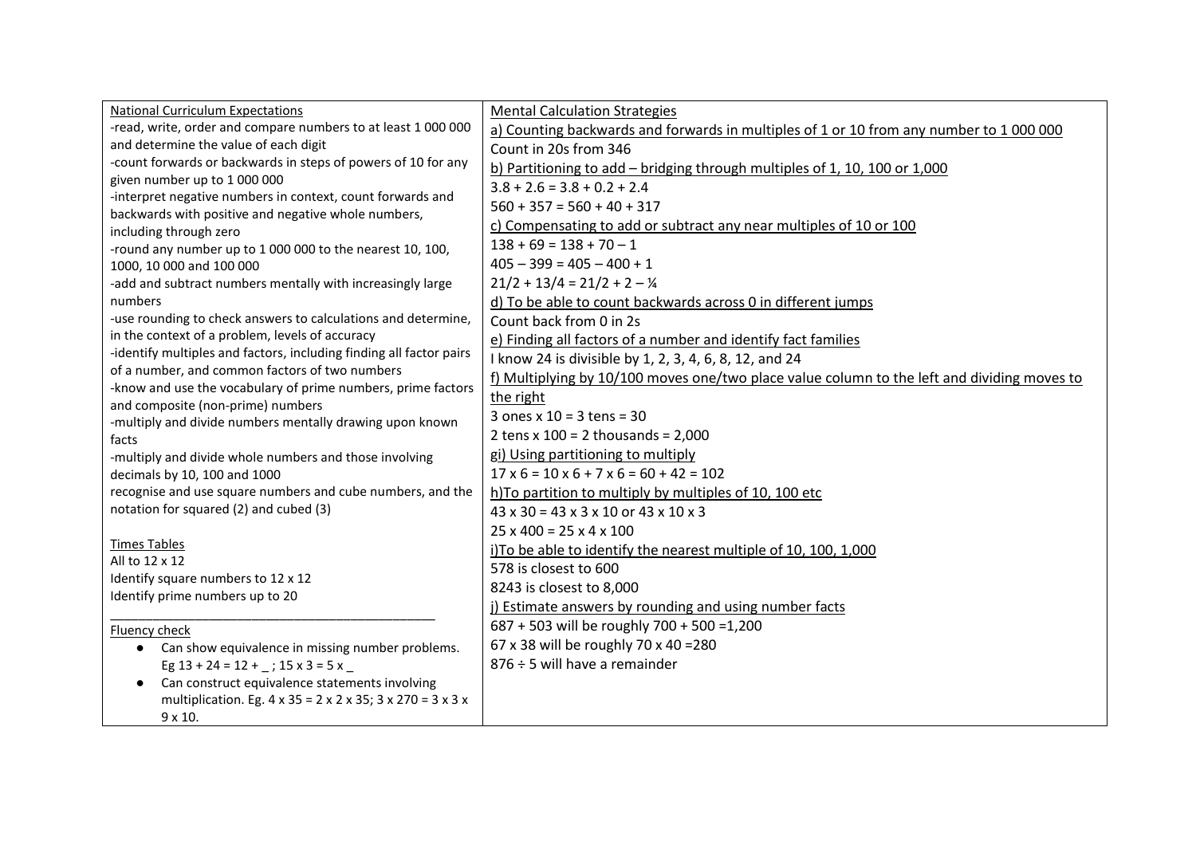<u>National Curriculum Expectations</u>

-read, write, order and compare numbers to at least 1 000 000 and determine the value of each digit

-count forwards or backwards in steps of powers of 10 for any given number up to 1 000 000

-interpret negative numbers in context, count forwards and backwards with positive and negative whole numbers, including through zero

-round any number up to 1 000 000 to the nearest 10, 100, 1000, 10 000 and 100 000

-add and subtract numbers mentally with increasingly large numbers

-use rounding to check answers to calculations and determine, in the context of a problem, levels of accuracy

-identify multiples and factors, including finding all factor pairs of a number, and common factors of two numbers

-know and use the vocabulary of prime numbers, prime factors and composite (non-prime) numbers

-multiply and divide numbers mentally drawing upon known facts

-multiply and divide whole numbers and those involving decimals by 10, 100 and 1000

recognise and use square numbers and cube numbers, and the notation for squared (2) and cubed (3)

<u>Times Tables</u>

All to 12 x 12

Identify square numbers to 12 x 12

Identify prime numbers up to 20

---

<u>Fluency check</u>

- Can show equivalence in missing number problems. Eg 13 + 24 = 12 + _ ; 15 x 3 = 5 x _
- Can construct equivalence statements involving multiplication. Eg. 4 x 35 = 2 x 2 x 35; 3 x 270 = 3 x 3 x 9 x 10.

<u>Mental Calculation Strategies</u>

<u>a) Counting backwards and forwards in multiples of 1 or 10 from any number to 1 000 000</u>

Count in 20s from 346

<u>b) Partitioning to add – bridging through multiples of 1, 10, 100 or 1,000</u>

3.8 + 2.6 = 3.8 + 0.2 + 2.4

560 + 357 = 560 + 40 + 317

<u>c) Compensating to add or subtract any near multiples of 10 or 100</u>

138 + 69 = 138 + 70 – 1

405 – 399 = 405 – 400 + 1

21/2 + 13/4 = 21/2 + 2 – ¼

<u>d) To be able to count backwards across 0 in different jumps</u>

Count back from 0 in 2s

<u>e) Finding all factors of a number and identify fact families</u>

I know 24 is divisible by 1, 2, 3, 4, 6, 8, 12, and 24

<u>f) Multiplying by 10/100 moves one/two place value column to the left and dividing moves to the right</u>

3 ones x 10 = 3 tens = 30

2 tens x 100 = 2 thousands = 2,000

<u>gi) Using partitioning to multiply</u>

17 x 6 = 10 x 6 + 7 x 6 = 60 + 42 = 102

<u>h)To partition to multiply by multiples of 10, 100 etc</u>

43 x 30 = 43 x 3 x 10 or 43 x 10 x 3

25 x 400 = 25 x 4 x 100

<u>i)To be able to identify the nearest multiple of 10, 100, 1,000</u>

578 is closest to 600

8243 is closest to 8,000

<u>j) Estimate answers by rounding and using number facts</u>

687 + 503 will be roughly 700 + 500 =1,200

67 x 38 will be roughly 70 x 40 =280

876 ÷ 5 will have a remainder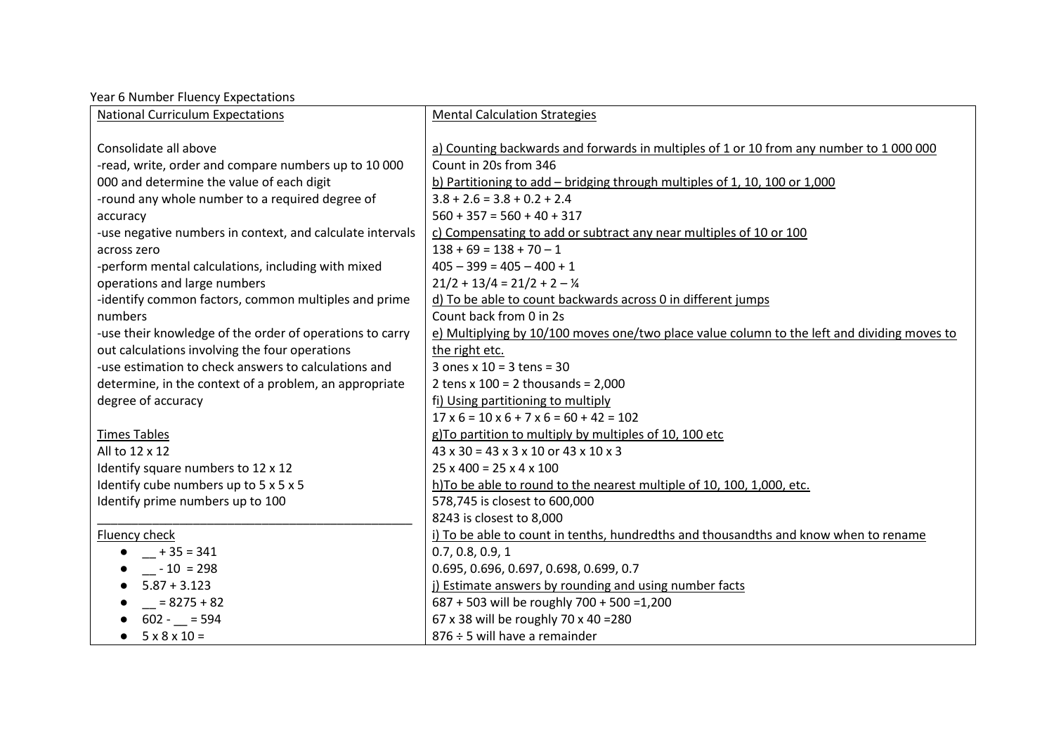Year 6 Number Fluency Expectations

| National Curriculum Expectations | Mental Calculation Strategies |
|---|---|
| Consolidate all above<br>-read, write, order and compare numbers up to 10 000 000 and determine the value of each digit<br>-round any whole number to a required degree of accuracy<br>-use negative numbers in context, and calculate intervals across zero<br>-perform mental calculations, including with mixed operations and large numbers<br>-identify common factors, common multiples and prime numbers<br>-use their knowledge of the order of operations to carry out calculations involving the four operations<br>-use estimation to check answers to calculations and determine, in the context of a problem, an appropriate degree of accuracy<br><br>Times Tables<br>All to 12 x 12<br>Identify square numbers to 12 x 12<br>Identify cube numbers up to 5 x 5 x 5<br>Identify prime numbers up to 100<br>_______________________________________________<br>Fluency check<br>● __ + 35 = 341<br>● __ - 10 = 298<br>● 5.87 + 3.123<br>● __ = 8275 + 82<br>● 602 - __ = 594<br>● 5 x 8 x 10 = | a) Counting backwards and forwards in multiples of 1 or 10 from any number to 1 000 000<br>Count in 20s from 346<br>b) Partitioning to add – bridging through multiples of 1, 10, 100 or 1,000<br>3.8 + 2.6 = 3.8 + 0.2 + 2.4<br>560 + 357 = 560 + 40 + 317<br>c) Compensating to add or subtract any near multiples of 10 or 100<br>138 + 69 = 138 + 70 – 1<br>405 – 399 = 405 – 400 + 1<br>21/2 + 13/4 = 21/2 + 2 – ¼<br>d) To be able to count backwards across 0 in different jumps<br>Count back from 0 in 2s<br>e) Multiplying by 10/100 moves one/two place value column to the left and dividing moves to the right etc.<br>3 ones x 10 = 3 tens = 30<br>2 tens x 100 = 2 thousands = 2,000<br>fi) Using partitioning to multiply<br>17 x 6 = 10 x 6 + 7 x 6 = 60 + 42 = 102<br>g)To partition to multiply by multiples of 10, 100 etc<br>43 x 30 = 43 x 3 x 10 or 43 x 10 x 3<br>25 x 400 = 25 x 4 x 100<br>h)To be able to round to the nearest multiple of 10, 100, 1,000, etc.<br>578,745 is closest to 600,000<br>8243 is closest to 8,000<br>i) To be able to count in tenths, hundredths and thousandths and know when to rename<br>0.7, 0.8, 0.9, 1<br>0.695, 0.696, 0.697, 0.698, 0.699, 0.7<br>j) Estimate answers by rounding and using number facts<br>687 + 503 will be roughly 700 + 500 =1,200<br>67 x 38 will be roughly 70 x 40 =280<br>876 ÷ 5 will have a remainder |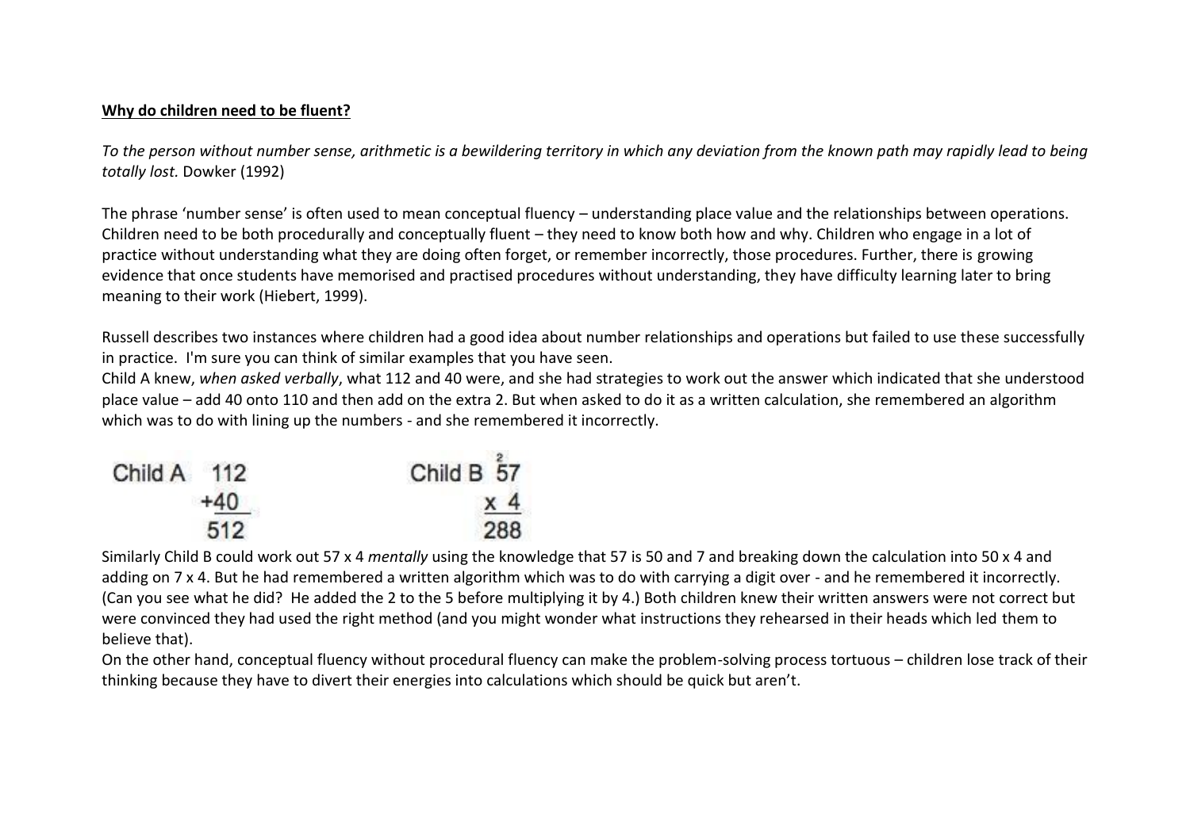**Why do children need to be fluent?**

*To the person without number sense, arithmetic is a bewildering territory in which any deviation from the known path may rapidly lead to being totally lost.* Dowker (1992)

The phrase 'number sense' is often used to mean conceptual fluency – understanding place value and the relationships between operations. Children need to be both procedurally and conceptually fluent – they need to know both how and why. Children who engage in a lot of practice without understanding what they are doing often forget, or remember incorrectly, those procedures. Further, there is growing evidence that once students have memorised and practised procedures without understanding, they have difficulty learning later to bring meaning to their work (Hiebert, 1999).

Russell describes two instances where children had a good idea about number relationships and operations but failed to use these successfully in practice. I'm sure you can think of similar examples that you have seen.

Child A knew, *when asked verbally*, what 112 and 40 were, and she had strategies to work out the answer which indicated that she understood place value – add 40 onto 110 and then add on the extra 2. But when asked to do it as a written calculation, she remembered an algorithm which was to do with lining up the numbers - and she remembered it incorrectly.

```
Child A   112          Child B  ²57
          +40                    x 4
          512                    288
```

Similarly Child B could work out 57 x 4 *mentally* using the knowledge that 57 is 50 and 7 and breaking down the calculation into 50 x 4 and adding on 7 x 4. But he had remembered a written algorithm which was to do with carrying a digit over - and he remembered it incorrectly. (Can you see what he did? He added the 2 to the 5 before multiplying it by 4.) Both children knew their written answers were not correct but were convinced they had used the right method (and you might wonder what instructions they rehearsed in their heads which led them to believe that).

On the other hand, conceptual fluency without procedural fluency can make the problem-solving process tortuous – children lose track of their thinking because they have to divert their energies into calculations which should be quick but aren't.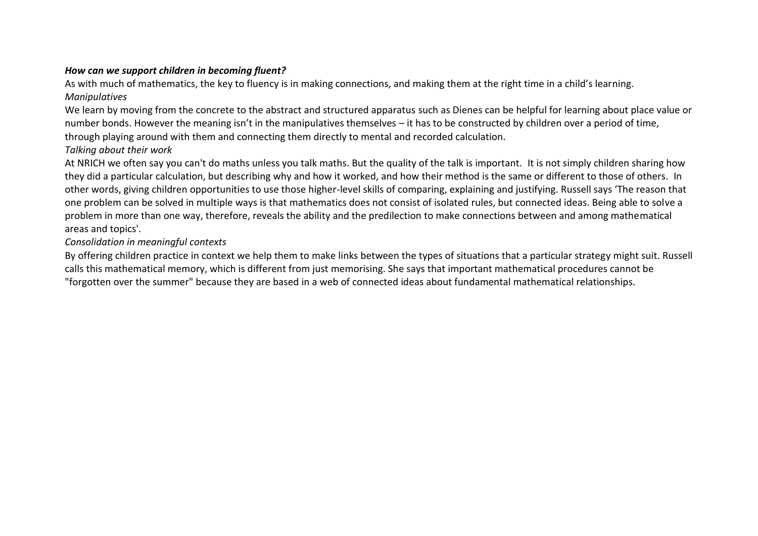***How can we support children in becoming fluent?***

As with much of mathematics, the key to fluency is in making connections, and making them at the right time in a child's learning.

*Manipulatives*

We learn by moving from the concrete to the abstract and structured apparatus such as Dienes can be helpful for learning about place value or number bonds. However the meaning isn't in the manipulatives themselves – it has to be constructed by children over a period of time, through playing around with them and connecting them directly to mental and recorded calculation.

*Talking about their work*

At NRICH we often say you can't do maths unless you talk maths. But the quality of the talk is important. It is not simply children sharing how they did a particular calculation, but describing why and how it worked, and how their method is the same or different to those of others. In other words, giving children opportunities to use those higher-level skills of comparing, explaining and justifying. Russell says 'The reason that one problem can be solved in multiple ways is that mathematics does not consist of isolated rules, but connected ideas. Being able to solve a problem in more than one way, therefore, reveals the ability and the predilection to make connections between and among mathematical areas and topics'.

*Consolidation in meaningful contexts*

By offering children practice in context we help them to make links between the types of situations that a particular strategy might suit. Russell calls this mathematical memory, which is different from just memorising. She says that important mathematical procedures cannot be "forgotten over the summer" because they are based in a web of connected ideas about fundamental mathematical relationships.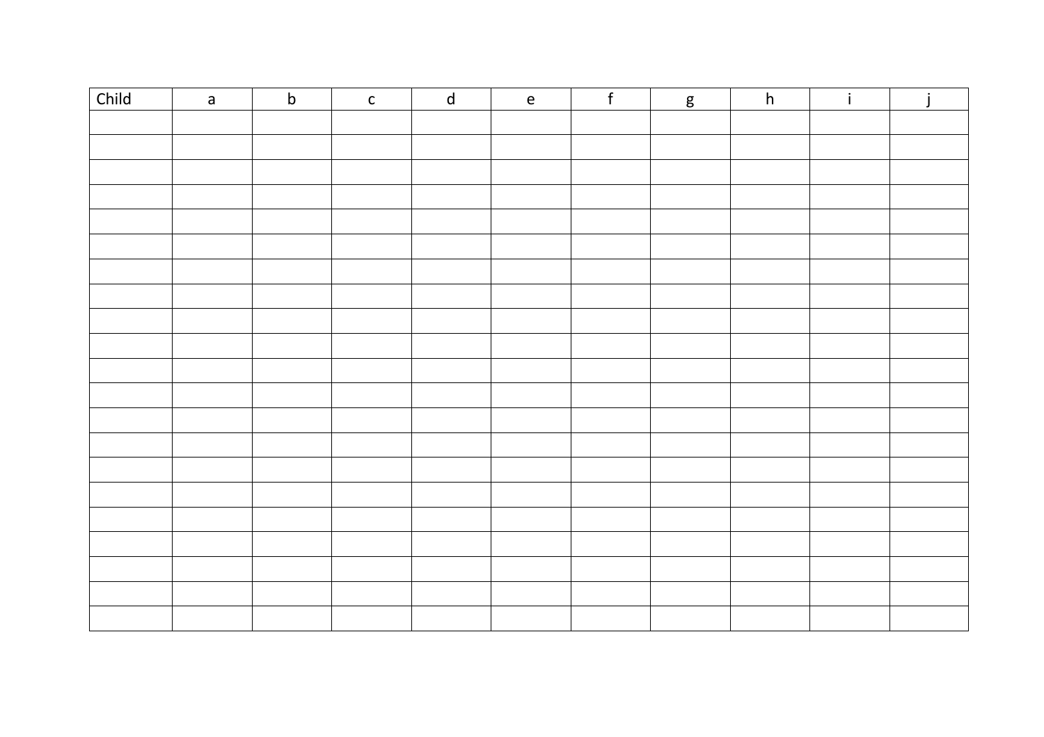| Child | a | b | c | d | e | f | g | h | i | j |
|---|---|---|---|---|---|---|---|---|---|---|
| | | | | | | | | | | |
| | | | | | | | | | | |
| | | | | | | | | | | |
| | | | | | | | | | | |
| | | | | | | | | | | |
| | | | | | | | | | | |
| | | | | | | | | | | |
| | | | | | | | | | | |
| | | | | | | | | | | |
| | | | | | | | | | | |
| | | | | | | | | | | |
| | | | | | | | | | | |
| | | | | | | | | | | |
| | | | | | | | | | | |
| | | | | | | | | | | |
| | | | | | | | | | | |
| | | | | | | | | | | |
| | | | | | | | | | | |
| | | | | | | | | | | |
| | | | | | | | | | | |
| | | | | | | | | | | |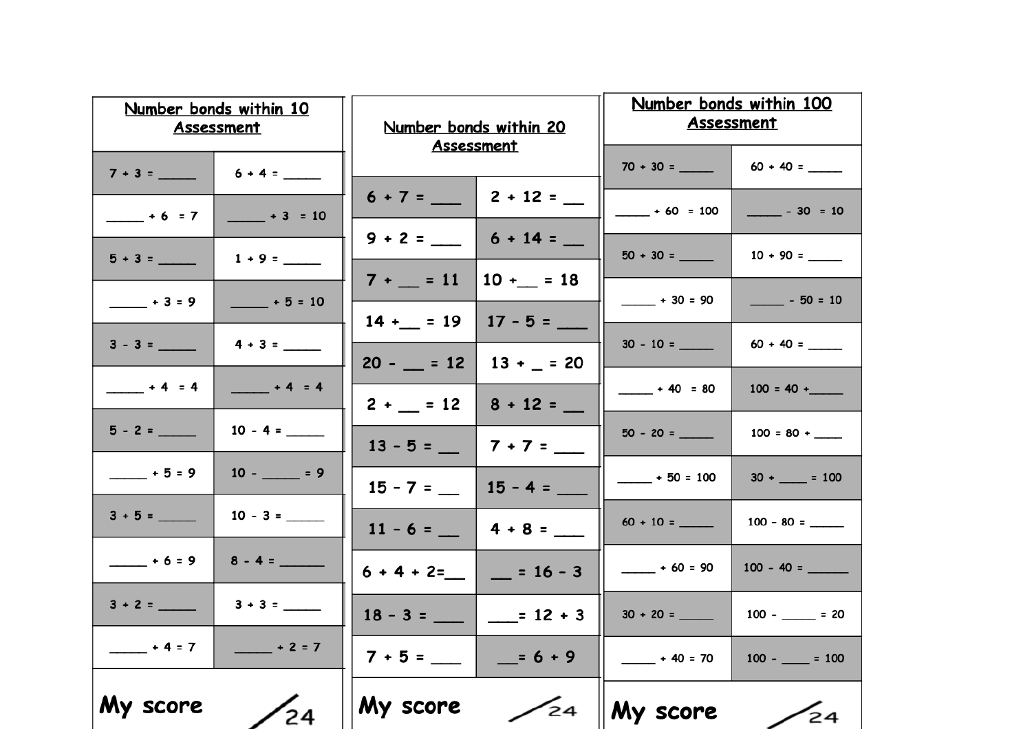## Number bonds within 10 Assessment

| | |
|---|---|
| 7 + 3 = _____ | 6 + 4 = _____ |
| _____ + 6 = 7 | _____ + 3 = 10 |
| 5 + 3 = _____ | 1 + 9 = _____ |
| _____ + 3 = 9 | _____ + 5 = 10 |
| 3 - 3 = _____ | 4 + 3 = _____ |
| _____ + 4 = 4 | _____ + 4 = 4 |
| 5 - 2 = _____ | 10 - 4 = _____ |
| _____ + 5 = 9 | 10 - _____ = 9 |
| 3 + 5 = _____ | 10 - 3 = _____ |
| _____ + 6 = 9 | 8 - 4 = _____ |
| 3 + 2 = _____ | 3 + 3 = _____ |
| _____ + 4 = 7 | _____ + 2 = 7 |

**My score** /24

## Number bonds within 20 Assessment

| | |
|---|---|
| 6 + 7 = ___ | 2 + 12 = __ |
| 9 + 2 = ___ | 6 + 14 = __ |
| 7 + __ = 11 | 10 +__ = 18 |
| 14 +__ = 19 | 17 - 5 = ___ |
| 20 - __ = 12 | 13 + _ = 20 |
| 2 + __ = 12 | 8 + 12 = __ |
| 13 - 5 = __ | 7 + 7 = ___ |
| 15 - 7 = __ | 15 - 4 = ___ |
| 11 - 6 = __ | 4 + 8 = ___ |
| 6 + 4 + 2=__ | __ = 16 - 3 |
| 18 - 3 = ___ | ___= 12 + 3 |
| 7 + 5 = ___ | __= 6 + 9 |

**My score** /24

## Number bonds within 100 Assessment

| | |
|---|---|
| 70 + 30 = _____ | 60 + 40 = _____ |
| _____ + 60 = 100 | _____ - 30 = 10 |
| 50 + 30 = _____ | 10 + 90 = _____ |
| _____ + 30 = 90 | _____ - 50 = 10 |
| 30 - 10 = _____ | 60 + 40 = _____ |
| _____ + 40 = 80 | 100 = 40 +_____ |
| 50 - 20 = _____ | 100 = 80 + ____ |
| _____ + 50 = 100 | 30 + ____ = 100 |
| 60 + 10 = _____ | 100 - 80 = _____ |
| _____ + 60 = 90 | 100 - 40 = ______ |
| 30 + 20 = _____ | 100 - _____ = 20 |
| _____ + 40 = 70 | 100 - ____ = 100 |

**My score** /24